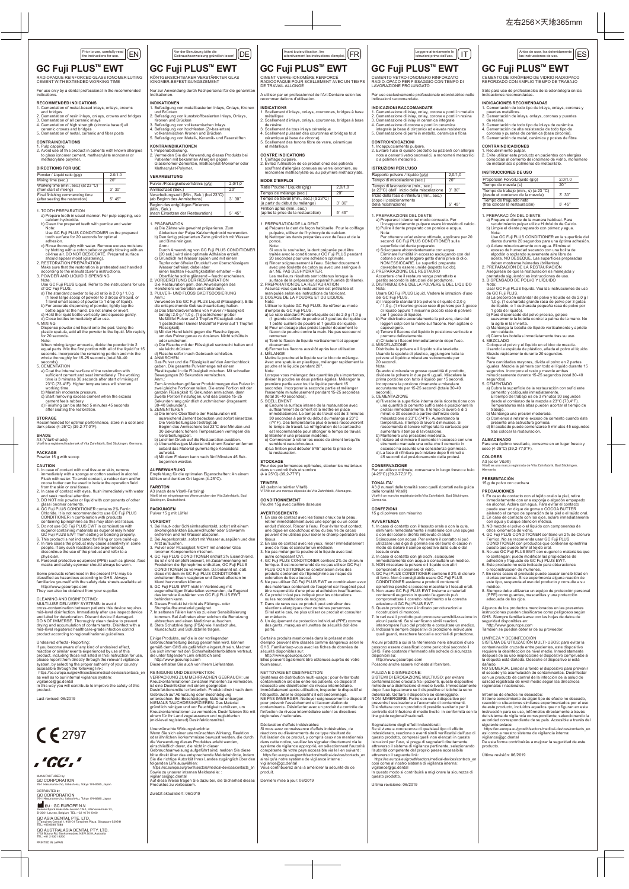左右256×天地365mm

Prior to use, carefully read the instructions for use. EN

# GC Fuji PLUS™ EWT

RADIOPAQUE REINFORCED GLASS IONOMER LUTING CEMENT WITH EXTENDED WORKING TIME

For use only by a dental professional in the recommended indications.

## RECOMMENDED INDICATIONS

1. Cementation of metal-based inlays, onlays, crowns and bridges
2. Cementation of resin inlays, onlays, crowns and bridges
3. Cementation of all ceramic inlays
4. Cementation of high strength (zirconia based) all ceramic crowns and bridges
5. Cementation of metal, ceramic and fiber posts

## CONTRAINDICATIONS

1. Pulp capping.
2. Avoid use of this product in patients with known allergies to glass ionomer cement, methacrylate monomer or methacrylate polymer.

## DIRECTIONS FOR USE

| Powder / Liquid ratio (g/g) | 2.0/1.0 |
|---|---|
| Mixing time (sec.) | 20" |
| Working time (min., sec.) (at 23 °C) (from start of mixing) | 3' 30" |
| Final finishing commencing time (after seating the restoration) | 5' 45" |

1. TOOTH PREPARATION
   a) Prepare tooth in usual manner. For pulp capping, use calcium hydroxide.
   b) Clean the prepared teeth with pumice and water.
   Note:
   Use GC Fuji PLUS CONDITIONER on the prepared tooth surface for 20 seconds for optimal adhesion.
   c) Rinse thoroughly with water. Remove excess moisture by blotting with a cotton pellet or gently blowing with an oil-free air. DO NOT DESICCATE. Prepared surface should appear moist (glistening).
2. RESTORATION PREPARATION
   Make sure that the restoration is pretreated and handled according to the manufacturer's instructions.
3. POWDER AND LIQUID DISPENSING
   Note:
   Use GC Fuji PLUS Liquid. Refer to the instructions for use of GC Fuji PLUS.
   a) The standard powder to liquid ratio is 2.0 g / 1.0 g (1 level large scoop of powder to 3 drops of liquid, or 1 level small scoop of powder to 1 drop of liquid).
   b) For accurate dispensing of powder, lightly tap the bottle against the hand. Do not shake or invert.
   c) Hold the liquid bottle vertically and squeeze gently.
   d) Close bottles immediately after use.
4. MIXING
   Dispense powder and liquid onto the pad. Using the plastic spatula, add all the powder to the liquid. Mix rapidly for 20 seconds.
   Note:
   When mixing larger amounts, divide the powder into 2 equal parts. Mix the first portion with all of the liquid for 15 seconds. Incorporate the remaining portion and mix the whole thoroughly for 15-25 seconds (total 30-40 seconds).
5. CEMENTATION
   a) Coat the internal surface of the restoration with sufficient cement and seat immediately. The working time is 3 minutes 30 seconds after start of mixing at 23°C (73.4°F). Higher temperatures will shorten working time.
   b) Maintain moderate pressure.
   c) Start removing excess cement when the excess cement feels rubbery.
   d) Finishing can be started 5 minutes 45 seconds after seating the restoration.

## STORAGE

Recommended for optimal performance, store in a cool and dark place (4-25°C) (39.2-77.0°F).

## SHADE

A3 (Vita® shade)
Vita® is a registered trademark of Vita Zahnfabrik, Bad Säckingen, Germany.

## PACKAGE

Powder 15 g with scoop

## CAUTION

1. In case of contact with oral tissue or skin, remove immediately with a sponge or cotton soaked in alcohol. Flush with water. To avoid contact, a rubber dam and/or cocoa butter can be used to isolate the operation field from the skin or oral tissue.
2. In case of contact with eyes, flush immediately with water and seek medical attention.
3. DO NOT mix powder or liquid with components of other glass ionomer cements.
4. GC Fuji PLUS CONDITIONER contains 2% Ferric Chloride. It is not recommended to use GC Fuji PLUS CONDITIONER in combination with products containing Epinephrine as this may stain oral tissue.
5. Do not use GC Fuji PLUS EWT in combination with eugenol containing materials as eugenol may hinder GC Fuji PLUS EWT from setting or bonding properly.
6. This product is not indicated for filling or core build-up.
7. In rare cases the product may cause sensitivity in some people. If any such reactions are experienced, discontinue the use of the product and refer to a physician.
8. Personal protective equipment (PPE) such as gloves, face masks and safety eyewear should always be worn.

Some products referenced in the present IFU may be classified as hazardous according to GHS. Always familiarize yourself with the safety data sheets available at: http://www.gceurope.com
They can also be obtained from your supplier.

CLEANING AND DISINFECTING:
MULTI-USE DELIVERY SYSTEMS: to avoid cross-contamination between patients this device requires mid-level disinfection. Immediately after use inspect device and label for deterioration. Discard device if damaged. DO NOT IMMERSE. Thoroughly clean device to prevent drying and accumulation of contaminants. Disinfect with a mid-level registered healthcare-grade infection control product according to regional/national guidelines.

Undesired effects - Reporting:
If you become aware of any kind of undesired effect, reaction or similar events experienced by use of this product, including those not listed in this instruction for use, please report them directly through the relevant vigilance system, by selecting the proper authority of your country accessible through the following link:
https://ec.europa.eu/growth/sectors/medical-devices/contacts_en
as well as to our internal vigilance system: vigilance@gc.dental
In this way you will contribute to improve the safety of this product.

Last revised: 06/2019

CE 2797

MANUFACTURED by
GC CORPORATION
76-1 Hasunuma-cho, Itabashi-ku, Tokyo 174-8585, Japan

DISTRIBUTED by
GC CORPORATION
76-1 Hasunuma-cho, Itabashi-ku, Tokyo 174-8585, Japan

EU : GC EUROPE N.V.
Researchpark Haasrode-Leuven 1240, Interleuvenlaan 33, B-3001 Leuven, Belgium TEL: +32 16 74 10 00

GC ASIA DENTAL PTE. LTD.
5 Tampines Central 1, #06-01 Tampines Plaza, Singapore 529541
TEL: +65 6546 7588

GC AUSTRALASIA DENTAL PTY. LTD.
1753 Botany Rd, Banksmeadow, NSW 2019, Australia
TEL: +61 2 9301 8200

PRINTED IN JAPAN

---

Vor der Benutzung bitte die Gebrauchsanweisung gründlich lesen! DE

# GC Fuji PLUS™ EWT

RÖNTGENSICHTBARER VERSTÄRKTER GLAS IONOMER-BEFESTIGUNGSZEMENT

Nur zur Anwendung durch Fachpersonal für die genannten Indikationen.

## INDIKATIONEN

1. Befestigung von metallbasierten Inlays, Onlays, Kronen und Brücken
2. Befestigung von kunststoffbasierten Inlays, Onlays, Kronen und Brücken
3. Befestigung von vollkeramischen Inlays
4. Befestigung von hochfesten (Zr-basierten) vollkeramischen Kronen und Brücken
5. Befestigung von Metall-, Keramik- und Faserstiften

## KONTRAINDIKATIONEN

1. Pulpenabdeckung.
2. Vermeiden Sie die Verwendung dieses Produkts bei Patienten mit bekannten Allergien gegen Glasionomer-Zementen, Methacrylat-Monomer oder Methacrylat-Polymer.

## VERARBEITUNG

| Pulver-/Flüssigkeitsverhältnis (g/g) | 2,0/1,0 |
|---|---|
| Anmischzeit (Sek.) | 20" |
| Verarbeitungszeit (Min., Sek.) (bei 23°C) (ab Beginn des Anmischens) | 3' 30" |
| Beginn des endgültigen Finierens (Min., Sek.) (nach Einsetzen der Restauration) | 5' 45" |

1. PRÄPARATION
   a) Die Zähne wie gewohnt präparieren. Zum Abdecken der Pulpa Kalziumhydroxid verwenden.
   b) Den fertig präparierten Zahn gründlich mit Wasser und Bims reinigen.
   Anm.:
   Durch Anwendung von GC Fuji PLUS CONDITIONER (20 sek.) wird eine optimale Adhäsion erzielt.
   c) Gründlich mit Wasser spülen und mit einem Tupfer oder ölfreier Druckluft von überschüssigem Wasser befreien, dabei aber einen leichten Feuchtigkeitsfilm erhalten – die Oberfläche sollte glänzend – feucht erscheinen.
2. VORBEREITUNG DER RESTAURATION
   Die Restauration gem. den Anweisungen des Herstellers vorbereiten und behandeln.
3. PULVER- UND FLÜSSIGKEITSDOSIERUNG
   Anm.:
   Verwenden Sie GC Fuji PLUS Liquid (Flüssigkeit). Bitte die entsprechende Gebrauchsanleitung halten.
   a) Das Standardverhältnis von Pulver / Flüssigkeit beträgt 2,0 g / 1,0 g. (1 gestrichener großer Meßlöffel Pulver auf 3 Tropfen Flüssigkeit oder 1 gestrichener kleiner Meßlöffel Pulver auf 1 Tropfen Flüssigkeit).
   b) Mit der Hand leicht gegen die Flasche tippen, um das Pulver genau zu dosieren. Nicht schütteln oder umdrehen.
   c) Die Flasche mit der Flüssigkeit senkrecht halten und sie leicht drücken.
   d) Flasche sofort nach Gebrauch schließen.
4. ANMISCHEN
   Das Pulver und die Flüssigkeit auf den Anmischblock geben. Die gesamte Pulvermenge mit einem Plastikspatel in die Flüssigkeit mischen. Mit schnellen Bewegungen 20 Sekunden vermischen.
   Anm.:
   Zum Anmischen größerer Produktmengen das Pulver in zwei gleiche Portionen teilen. Die erste Portion mit der ganzen Flüssigkeit 15 Sekunden anmischen, dann zweite Portion hinzufügen, und das Ganze 15-25 Sekunden lang gründlich durchmischen (insgesamt 30-40 Sekunden).
5. ZEMENTIEREN
   a) Die innere Oberfläche der Restauration mit ausreichend Zement bedecken und sofort einsetzen. Die Verarbeitungszeit beträgt ab Beginn des Anmischens bei 23°C drei Minuten und 30 Sekunden; höhere Temperaturen verringern die Verarbeitungszeit.
   b) Leichten Druck auf die Restauration ausüben.
   c) Überschüssiges Material mit einem Scaler entfernen sobald das Material gummiartige Konsistenz aufweist.
   d) Mit dem Finieren kann nach fünf Minuten 45 Sek. begonnen werden.

## AUFBEWAHRUNG

Empfehlung für die optimalen Eigenschaften: An einem kühlen und dunklen Ort lagern (4-25°C).

## FARBTON

A3 (nach den Vita®-Farbring)
Vita® ist ein eingetragenes Warenzeichen der Vita Zahnfabrik, Bad Säckingen, Deutschland.

## PACKUNGEN

Pulver 15 g mit Löffel

## VORSICHT

1. Bei Haut- oder Schleimhautkontakt, sofort mit einem alkoholgetränkten Baumwollbausch oder Schwamm entfernen und mit Wasser abspülen.
2. Bei Augenkontakt, sofort mit Wasser ausspülen und den Arzt aufsuchen.
3. Pulver oder Flüssigkeit NICHT mit anderen Glas Ionomer-Komponenten mischen.
4. GC Fuji PLUS CONDITIONER enthält 2% Eisenchlorid. Es ist nicht empfehlenswert, im Zusammenhang mit Produkten die Epinephrine enthalten, GC Fuji PLUS CONDITIONER zu verwenden. Da bekannt ist, daß diese mit dem im GC Fuji PLUS CONDITIONER enthaltenen Eisen reagieren und Gewebeflecken im Mund hervorrufen können.
5. GC Fuji PLUS EWT nicht in Verbindung mit eugenolhaltigen Materialien verwenden, da Eugenol das korrekte Aushärten von GC Fuji PLUS EWT behindern kann.
6. Dieses Produkt ist nicht als Füllungs- oder Stumpfaufbaumaterial geeignet.
7. In seltenen Fällen kann es zu einer Sensibilisierung kommen. Bei Auftreten einer solchen die Benutzung abbrechen und einen Mediziner aufsuchen.
8. Stets Schutzkleidung (PSA) wie Handschuhe, Mundschutz und Schutzbrille tragen.

Einige Produkte, auf die in der vorliegenden Gebrauchsanleitung Bezug genommen wird, können gemäß dem GHS als gefährlich eingestuft sein. Machen Sie sich immer mit den Sicherheitsdatenblättern vertraut, die unter folgender Link erhältlich sind:
http://www.gceurope.com
Diese erhalten Sie auch von Ihrem Lieferanten.

REINIGUNG UND DESINFEKTION:
VERPACKUNG ZUM MEHRFACHEN GEBRAUCH: um Kreuzkontaminationen zwischen Patienten zu vermeiden, ist eine Desinfektion mit einem geeigneten Desinfektionsmittel erforderlich. Produkt direkt nach dem Gebrauch auf Abnutzung oder Beschädigung untersuchen. Bei Beschädigung, Material entsorgen. NIEMALS TAUCHDESINFIZIEREN. Das Material gründlich reinigen und vor Feuchtigkeit schützen, um Kreuzkontaminationen zu vermeiden. Desinfizieren Sie mit einem für die Land zugelassenen und registrierten (mid-level registered) Desinfektionsmittel.

Unerwünschte Wirkungsberichte:
Wenn Sie sich einer unerwünschten Wirkung, Reaktion oder ähnlichen Vorkommnisse bewusst werden, die durch die Verwendung dieses Produktes erlebt werden, einschließlich derer, die nicht in dieser Gebrauchsanweisung aufgeführt sind, melden Sie diese bitte direkt über das entsprechende Meldesystem, indem Sie die richtige Autorität Ihres Landes zugänglich über den folgenden Link auswählen:
https://ec.europa.eu/growth/sectors/medical-devices/contacts_en
Sowie zu unserer internen Meldestelle: :
vigilance@gc.dental
Auf diese Weise tragen Sie dazu bei, die Sicherheit dieses Produktes zu verbessern.

Zuletzt aktualisiert: 06/2019

---

Avant toute utilisation, lire attentivement les instructions d'emploi. FR

# GC Fuji PLUS™ EWT

CIMENT VERRE-IONOMÈRE RENFORCÉ RADIOOPAQUE POUR SCELLEMENT AVEC UN TEMPS DE TRAVAIL ALLONGÉ

A utiliser par un professionnel de l'Art Dentaire selon les recommandations d'utilisation.

## INDICATIONS

1. Scellement d'inlays, onlays, couronnes, bridges à base métallique
2. Scellement d'inlays, onlays, couronnes, bridges à base de résine
3. Scellement de tous inlays céramique
4. Scellement puissant des couronnes et bridges tout céramique (à base de zircone)
5. Scellement des tenons fibre de verre, céramique et métallique

## CONTRE INDICATIONS

1. Coiffage pulpaire.
2. Évitez l'utilisation de ce produit chez des patients souffrant d'allergies connues au verre ionomère, au monomère méthacrylate ou au polymère méthacrylate.

## MODE D'EMPLOI

| Ratio Poudre / Liquide (g/g) | 2,0/1,0 |
|---|---|
| Temps de mélange (sec.) | 20" |
| Temps de travail (min., sec.) (à 23 °C) (à partir du début du mélange) | 3' 30" |
| Finition après (min., sec.) (après la prise de la restauration) | 5' 45" |

1. PREPARATION DE LA DENT
   a) Préparer la dent de façon habituelle. Pour le coiffage pulpaire, utiliser de l'hydroxyde de calcium.
   b) Nettoyer les dents préparées avec de l'eau et de la ponce.
   Note:
   Si vous le souhaitez, la dent préparée peut être traitée avec le conditionneur GC Fuji PLUS pendant 20 secondes pour une adhésion optimale.
   c) Rincer soigneusement à l'eau. Sécher doucement avec une boulette de coton ou avec une seringue à air. NE PAS DÉSHYDRATER.
   Les meilleurs résultats sont obtenus lorsque la surface de la préparation apparaît humide (brillante).
2. PREPARATION DE LA RESTAURATION
   Assurez-vous que la restauration est prétraitée et manipulée selon les instructions du fabricant.
3. DOSAGE DE LA POUDRE ET DU LIQUIDE
   Note:
   Utiliser le liquide GC Fuji PLUS. Se référer au mode d'emploi du GC Fuji PLUS.
   a) Le ratio standard Poudre/Liquide est de 2,0 g /1,0 g (1 grande cuillère de poudre et 3 gouttes de liquide ou 1 petite cuillère de poudre et 1 goutte de liquide).
   b) Pour un dosage plus précis tapoter doucement le flacon de poudre contre la main. Ne pas secouer ni renverser.
   c) Tenir le flacon de liquide verticalement et appuyer doucement.
   d) Fermer les flacons aussitôt après leur utilisation.
4. MÉLANGE
   Mettre la poudre et le liquide sur le bloc de mélange. Avec une spatule en plastique, mélanger rapidement la poudre et le liquide pendant 20".
   Note:
   Lorsque vous mélangez des quantités plus importantes, diviser la poudre en deux parties égales. Mélanger la première partie avec tout le liquide pendant 15 secondes. Incorporer la seconde partie et mélanger l'ensemble minutieusement pendant 15-25 secondes (total 30-40 secondes).
5. SCELLEMENT
   a) Enduire la surface interne de la restauration avec suffisamment de ciment et la mettre en place immédiatement. Le temps de travail est de 3 minutes 30 secondes à partir du début du mélange à 23°C (74°F). Des températures plus élevées raccourciront le temps de travail. La réfrigération de la cartouche est recommandée pour allonger le temps de travail.
   b) Maintenir une pression modérée.
   c) Commencer à retirer les excès de ciment lorsqu'ils semblent caoutchouteux.
   d) La finition peut débuter 5'45" après la prise de la restauration.

## STOCKAGE

Pour des performances optimales, stocker les matériaux dans un endroit frais et sombre (4 à 25°C) (39,2-77°F).

## TEINTES

A3 (selon le teintier Vita®)
VITA® est une marque déposée de Vita Zahnfabrik, Allemagne.

## CONDITIONNEMENT

Poudre 15g avec cuillère doseuse

## AVERTISSEMENTS

1. En cas de contact avec les tissus oraux ou la peau, retirer immédiatement avec une éponge ou un coton enduit d'alcool. Rincer à l'eau. Pour éviter tout contact, une digue en caoutchouc et/ou du beurre de cacao peuvent être utilisés pour isoler le champ opératoire des tissus.
2. En cas de contact avec les yeux, rincer immédiatement avec de l'eau et consulter un médecin.
3. Ne pas mélanger la poudre et le liquide avec tout autre composant CVI.
4. GC Fuji PLUS CONDITIONNER contient 2% de chlorure ferrique. Il est recommandé de ne pas utiliser GC Fuji PLUS CONDITIONER en combinaison avec des produits contenant de l'Epinéphrine au risque de coloration du tissu buccal.
5. Ne pas utiliser GC Fuji PLUS EWT en combinaison avec des matériaux contenant de l'eugénol car l'eugénol peut être responsable d'une prise et adhésion insuffisantes.
6. Ce produit n'est pas indiqué pour les obturations ou les reconstitutions de moignon.
7. Dans de rares cas ce produit peut entraîner des réactions allergiques chez certaines personnes. Si tel est le cas, ne plus utiliser ce produit et consulter un médecin.
8. Un équipement de protection individuel (PPE) comme des gants, masques et lunettes de sécurité doit être porté.

Certains produits mentionnés dans le présent mode d'emploi peuvent être classés comme dangereux selon le GHS. Familiarisez-vous avec les fiches de données de sécurité disponibles sur:
http://www.gceurope.com
Elles peuvent également être obtenues auprès de votre fournisseur.

NETTOYAGE ET DESINFECTION:
Systèmes de distribution multi-usage : pour éviter toute contamination croisée entre les patients, ce dispositif nécessite une désinfection de niveau intermédiaire. Immédiatement après utilisation, inspecter le dispositif et l'étiquette. Jeter le dispositif s'il est endommagé. NE PAS IMMERGER. Nettoyer soigneusement le dispositif pour prévenir l'assèchement et l'accumulation de contaminants. Désinfecter avec un produit de contrôle de l'infection de niveau intermédiaire selon les directives régionales / nationales.

Déclaration d'effets indésirables:
Si vous avez connaissance d'effets indésirables, de réactions ou d'événements de ce type résultant de l'utilisation de ce produit, y compris ceux non mentionnés dans cette notice, veuillez les signaler directement via le système de vigilance approprié, en sélectionnant l'autorité compétente de votre pays accessible via le lien suivant :
https://ec.europa.eu/growth/sectors/medical-devices/contacts_en
ainsi qu'à notre système de vigilance interne:
vigilance@gc.dental
Vous contribuerez ainsi à améliorer la sécurité de ce produit.

Dernière mise à jour: 06/2019

---

Leggere attentamente le istruzioni prima dell'uso. IT

# GC Fuji PLUS™ EWT

CEMENTO VETRO-IONOMERO RINFORZATO RADIO-OPACO PER FISSAGGIO CON TEMPO DI LAVORAZIONE PROLUNGATO

Per uso esclusivamente professionale odontoiatrico nelle indicazioni raccomandate.

## INDICAZIONI RACCOMANDATE

1. Cementazione di inlay, onlay, corone e ponti in metallo
2. Cementazione di inlay, onlay, corone e ponti in resina
3. Cementazione di inlay in ceramica integrale
4. Cementazione di corone e ponti in ceramica integrale (a base di zirconio) ad elevata resistenza
5. Cementazione di perni in metallo, ceramica e fibra

## CONTROINDICAZIONI

1. Incappucciamento pulpare.
2. Evitare l'uso di questo prodotto su pazienti con allergie note a cementi vetroionomerici, a monomeri metacrilici o a polimeri metacrilici.

## ISTRUZIONI PER L'USO

| Rapporto polvere / liquido (g/g) | 2,0/1,0 |
|---|---|
| Tempo di miscelazione (sec.) | 20" |
| Tempo di lavorazione (min., sec.) (a 23°C) (dall' inizio della miscelazione | 3' 30" |
| Inizio della fase di rifinitura (min., sec.) (dopo il posizionamento della ricostruzione) | 5' 45" |

1. PREPARAZIONE DEL DENTE
   a) Preparare il dente nel modo consueto. Per l'incappucciamento pulpare usare idrossido di calcio.
   b) Pulire il dente preparato con pomice e acqua.
   Nota:
   Per ottenere un'adesione ottimale, applicare per 20 secondi GC Fuji PLUS CONDITIONER sulla superficie del dente preparato.
   c) Sciacquare abbondantemente con acqua. Eliminare l'umidità in eccesso asciugando con del cotone o con un leggero getto d'aria priva di olio. NON ESSICCARE. Le superfici preparate dovrebbero essere umide (aspetto lucido).
2. PREPARAZIONE DEL RESTAURO
   Accertarsi che il restauro venga pretrattato e gestito secondo le istruzioni del produttore.
3. DISTRIBUZIONE DELLA POLVERE E DEL LIQUIDO
   Nota:
   Usare GC Fuji PLUS Liquid. Vedere le istruzioni d'uso del GC Fuji PLUS.
   a) Il rapporto standard fra polvere e liquido è 2,0 g / 1,0 g. (1 misurino grosso raso di polvere per 3 gocce di liquido oppure 1 misurino piccolo raso di polvere per 1 goccia di liquido).
   b) Per distribuire accuratamente la polvere, dare dei leggeri colpi con la mano sul flacone. Non agitare o capovolgere.
   c) Tenere il flacone del liquido in posizione verticale e premere delicatamente.
   d) Chiudere i flaconi immediatamente dopo l'uso.
4. MISCELAZIONE
   Distribuire la polvere e il liquido sulla tavoletta. Usando la spatola di plastica, aggiungere tutta la polvere al liquido e miscelare velocemente per 20 secondi.
   Nota:
   Quando si miscelano grosse quantità di prodotto, dividere la polvere in due parti uguali. Miscelare la prima porzione con tutto il liquido per 15 secondi. Incorporare la porzione rimanente e miscelare accuratamente per 15-25 secondi (totale 30-40 secondi).
5. CEMENTAZIONE
   a) Rivestire la superficie interna della ricostruzione con una quantità di cemento sufficiente e posizionare la protesi immediatamente. Il tempo di lavoro è di 3 minuti e 30 secondi a partire dall'inizio della miscelazione a 23°C (74°F). Aumentando la temperatura, il tempo di lavoro diminuisce. Si raccomanda di tenere refrigerata la cartuccia per aumentare il tempo di lavorazione.
   b) Mantenere una pressione moderata.
   c) Iniziare ad eliminare il cemento in eccesso con uno strumento manuale una volta che il cemento in eccesso ha assunto una consistenza gommosa.
   d) La fase di rifinitura può iniziare dopo 5 minuti e 45 secondi dal posizionamento della protesi.

## CONSERVAZIONE

Per un utilizzo ottimale, conservare in luogo fresco e buio (4-25°C) (39,2-77,0°F).

## TONALITA'

A3 (I numeri delle tonalità sono quelli riportati nella guida delle tonalità Vita®)
Vita® è un marchio registrato della Vita Zahnfabrik, Bad Säckingen, Germania.

## CONFEZIONI

15 g di polvere con misurino

## AVVERTENZA

1. In caso di contatto con il tessuto orale o con la cute, eliminare immediatamente il materiale con una spugna o con del cotone idrofilo imbevuto di alcool. Sciacquare con acqua. Per evitare il contatto si può utilizzare una diga di gomma e/o del burro di cacao in modo da isolare il campo operativo dalla cute o dal tessuto orale.
2. In caso di contatto con gli occhi, sciacquare immediatamente con acqua e consultare un medico.
3. NON miscelare la polvere e il liquido con altri componenti di cemento al vetro.
4. GC Fuji PLUS CONDITIONER contiene il 2% di cloruro di ferro. Non è consigliabile usare GC Fuji PLUS CONDITIONER assieme a prodotti contenenti epinefrina perché si possono macchiare i tessuti orali.
5. Non usare GC Fuji PLUS EWT insieme a materiali contenenti eugenolo in quanto l'eugenolo può compromettere il corretto indurimento o la corretta adesione di GC Fuji PLUS EWT.
6. Questo prodotto non è indicato per otturazioni e ricostruzioni di moncone.
7. In rari casi il prodotto può provocare sensibilizzazione in alcuni pazienti. Se si verificano simili reazioni, interrompere l'uso del prodotto e consultare un medico.
8. Indossare sempre dispositivi di protezione individuale quali guanti, maschere facciali e occhiali di protezione.

Alcuni prodotti a cui si fa riferimento nelle istruzioni d'uso possono essere classificati come pericolosi secondo il GHS. Fate costante riferimento alle schede di sicurezza disponibili su:
http://www.gceurope.com
Possono anche essere richieste al fornitore.

PULIZIA E DISINFEZIONE:
SISTEMI DI EROGAZIONE MULTIUSO: per evitare contaminazione crociata fra i pazienti, questo dispositivo richiede una disinfezione di medio livello. Immediatamente dopo l'uso ispezionare se il dispositivo e l'etichetta sono deteriorati. Gettare il dispositivo se danneggiato. NON IMMERGERE. Pulire con cura il dispositivo per prevenire l'essiccazione e l'accumulo di contaminanti. Disinfettare con un prodotto di presidio sanitario per il controllo dell'infezione di medio livello in conformità con le line guide regionali/nazionali.

Segnalazione degli effetti indesiderati:
Se si viene a conoscenza di qualsiasi tipo di effetto indesiderato, reazione o eventi simili verificatisi dall'uso di questo prodotto, compresi quelli non elencati in queste istruzioni per l'uso, si prega di segnalarli direttamente attraverso il sistema di vigilanza pertinente, selezionando l'autorità competente del proprio paese accessibile attraverso il seguente link:
https://ec.europa.eu/growth/sectors/medical-devices/contacts_en
così come al nostro sistema di vigilanza interna:
vigilance@gc.dental
In questo modo si contribuirà a migliorare la sicurezza di questo prodotto.

Ultima revisione: 06/2019

---

Antes de usar, lea detenidamente las instrucciones de uso. ES

# GC Fuji PLUS™ EWT

CEMENTO DE IONÓMERO DE VIDRIO RADIOPACO REFORZADO CON AMPLIO TIEMPO DE TRABAJO

Sólo para uso de profesionales de la odontología en las indicaciones recomendadas.

## INDICACIONES RECOMENDADAS

1. Cementación de todo tipo de inlays, onlays, coronas y puentes metálicos.
2. Cementación de inlays, onlays, coronas y puentes de resina.
3. Cementación de todo tipo de inlays de cerámica.
4. Cementación de alta resistencia de todo tipo de coronas y puentes de cerámica (base zirconia).
5. Cementación de metal, cerámica y postes de fibra.

## CONTRAINDICACIONES

1. Recubrimiento pulpar.
2. Evite utilizar este producto en pacientes con alergias conocidas al cemento de ionómero de vidrio, monómero de metacrilato o polímeros de metacrilato.

## INSTRUCCIONES DE USO

| Proporción Polvo/Líquido (g/g) | 2,0/1,0 |
|---|---|
| Tiempo de mezcla (s) | 20" |
| Tiempo de trabajo (min., s) (a 23 °C) (desde el comienzo de la mezcla) | 3' 30" |
| Tiempo de fraguado neto (tras colocar la restauración) | 5' 45" |

1. PREPARACIÓN DEL DIENTE
   a) Prepare el diente de la manera habitual. Para recubrimiento pulpar utilice Hidróxido de Calcio.
   b) Limpie el diente preparado con pómez y agua.
   Nota:
   Use GC Fuji PLUS CONDITIONER en la superficie del diente durante 20 segundos para una óptima adhesión.
   c) Aclare minuciosamente con agua. Elimine el exceso de humedad secando con una bolita de algodón o soplando suavemente aire libre de aceite. NO DESEQUE. Las superficies preparadas deben mostrarse húmedas (brillantes).
2. PREPARACIÓN DE LA RESTAURACIÓN
   Asegúrese de que la restauración es manejada y pretratada siguiendo las instrucciones de uso.
3. DISPENSADO DE POLVO Y LÍQUIDO
   Nota:
   Usar GC Fuji PLUS líquido. Vea las instrucciones de uso de GC Fuji PLUS.
   a) La proporción estándar de polvo y líquido es de 2,0 g / 1,0 g. (1 cucharada grande rasa de polvo por 3 gotas de líquido, o 1 cucharada pequeña rasa de polvo por 1 gota de líquido).
   b) Para dispensado del polvo preciso, golpee suavemente la botella contra la palma de la mano. No la agite ni la invierta.
   c) Mantenga la botella de líquido verticalmente y apriete con cuidado.
   d) Cierre las botellas inmediatamente tras su uso.
4. MEZCLADO
   Coloque el polvo y el líquido en el bloc de mezcla. Usando la espátula de plástico, añada el polvo al líquido. Mezcle rápidamente durante 20 segundos.
   Nota:
   Para cantidades mayores, divida el polvo en 2 partes iguales. Mezcle la primera con todo el líquido durante 15 segundos. Incorpore el resto y mezcle ambas minuciosamente durante 15-25 segundos (total 30-40 segundos).
5. CEMENTADO
   a) Cubra la superficie de la restauración con suficiente cemento y colóquela inmediatamente. El tiempo de trabajo es de 3 minutos 30 segundos desde el comienzo de la mezcla a 23°C (73,4°F). Temperaturas más altas pueden acortar el tiempo de trabajo.
   b) Mantenga una presión moderada.
   c) Comience a retirar el exceso de cemento cuando éste presente una consistencia gomosa.
   d) El acabado puede comenzarse 5 minutos 45 segundos tras colocar la restauración.

## ALMACENADO

Para una óptima resultado, conserve en un lugar fresco y seco (4-25°C) (39,2-77,0°F).

## COLORES

A3 (color Vita®)
Vita® es una marca registrada de Vita Zahnfabrik, Bad Säckingen, Alemania.

## PRESENTACIÓN

15 g de polvo con cuchara

## PRECAUCIONES

1. En caso de contacto con el tejido oral o la piel, retire inmediatamente con una esponja o algodón empapado en alcohol. Aclare con agua. Para evitar el contacto puede usar un dique de goma o COCOA BUTTER aislando el campo de operación de la piel o el tejido oral.
2. En caso de contacto con los ojos, aclare inmediatamente con agua y busque atención médica.
3. NO mezcle el polvo o el líquido con componentes de otros ionómeros de vidrio.
4. GC Fuji PLUS CONDITIONER contiene un 2% de Cloruro Férrico. No se recomienda usar GC Fuji PLUS CONDITIONER con productos que contienen epinefrina puesto que puede teñir el tejido oral.
5. No use GC Fuji PLUS EWT con eugenol o materiales que lo contengan; puede modificar las propiedades de adhesión y fraguado de GC Fuji PLUS EWT.
6. Este producto no está indicado para obturaciones o reconstrucción de muñones.
7. En raros casos el producto puede causar sensibilidad en ciertas personas. Si se experimenta alguna reacción de este tipo, suspenda el uso del producto y consulte a su médico.
8. Siempre debe utilizarse un equipo de protección personal (PPE) como guantes, mascarillas y una protección adecuada de los ojos.

Algunos de los productos mencionados en las presentes instrucciones pueden clasificarse como peligrosos según GHS. Siempre familiarizarse con las hojas de datos de seguridad disponibles en:
http://www.gceurope.com
También se pueden obtener de su proveedor.

LIMPIEZA Y DESINFECCIÓN
SISTEMA DE UTILIZACIÓN MULTI-USOS: para evitar la contaminación cruzada entre pacientes, este dispositivo requiere la desinfección de nivel medio. Inmediatamente después de su uso inspeccione el dispositivo compruebe si la etiqueta está dañada. Deseche el dispositivo si está dañado.
NO SUMERJA. Limpiar a fondo el dispositivo para prevenir el secado y la acumulación de contaminantes. Desinfectar con un producto de control de la infección de la salud de calidad registrada de nivel medio según las directrices regionales / nacionales.

Informes de efectos no deseados:
Si tiene conocimiento de algún tipo de efecto no deseado, reacción o situaciones similares experimentadas por el uso de este producto, incluidos aquellos que no figuran en esta instrucción para su uso, infórmelos directamente a través del sistema de vigilancia correspondiente, seleccionando la autoridad correspondiente de su país. Accesible a través del siguiente enlace:
https://ec.europa.eu/growth/sectors/medical-devices/contacts_en
así como a nuestro sistema de vigilancia interna:
vigilance@gc.dental
De esta forma contribuirás a mejorar la seguridad de este producto.

Última revisión: 06/2019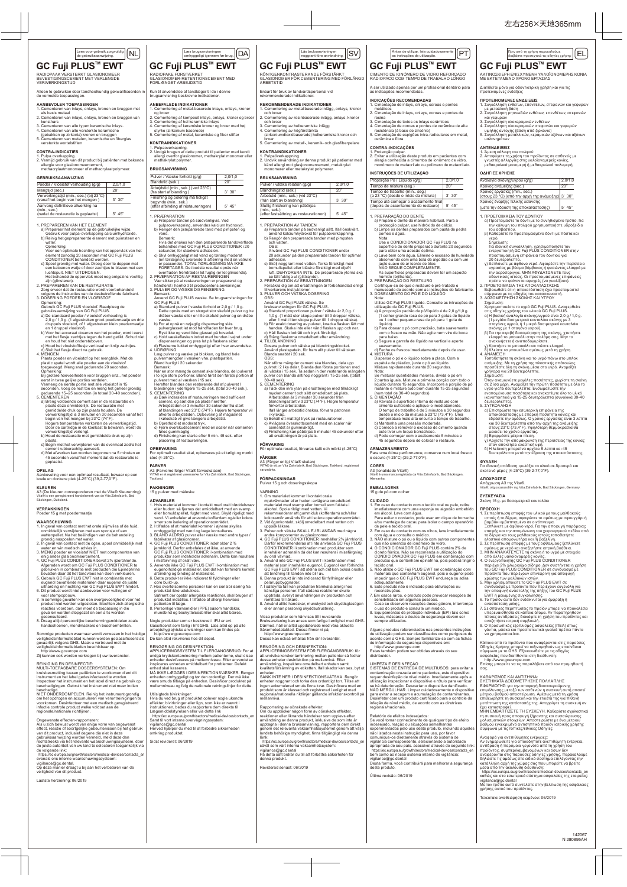左右256×天地365mm

Lees voor gebruik zorgvuldig de gebruiksaanwijzing. NL

# GC Fuji PLUS™ EWT

RADIOPAAK VERSTERKT GLASIONOMEER BEVESTIGINGSCEMENT MET VERLENGDE VERWERKINGSTIJD

Alleen te gebruiken door tandheelkundig gekwalificeerden in de vermelde toepassingen.

**AANBEVOLEN TOEPASSINGEN**
1. Cementeren van inlays, onlays, kronen en bruggen met als basis metaal
2. Cementeren van inlays, onlays, kronen en bruggen van kunsthars
3. Cementeren van alle typen keramische inlays.
4. Cementeren van alle versterkte keramische (gebakken op zirkonia) kronen en bruggen
5. Cementeren van metalen, keramische en fiberglas versterkte wortelstiften

**CONTRA-INDICATIES**
1. Pulpa overkapping.
2. Vermijd gebruik van dit product bij patiënten met bekende allergie voor glasionomeercement, methacrylaatmonomeer of methacrylaatpolymeer.

**GEBRUIKSAANWIJZING**

| | |
|---|---|
| Poeder / Vloeistof verhouding (g/g) | 2,0/1,0 |
| Mengtijd (sec.) | 20" |
| Verwerkingstijd (min., sec.) (bij 23°C) (vanaf het begin van het mengen) | 3' 30" |
| Aanvang definitieve afwerking na (min., sec.) (nadat de restauratie is geplaatst) | 5' 45" |

1. PREPAREREN VAN HET ELEMENT
a) Prepareer het element op de gebruikelijke wijze. Gebruik voor pulpa-overkapping calciumhydroxide.
b) Reinig het geprepareerde element met puimsteen en water.
Opmerking:
Voor een optimale hechting kan het oppervlak van het element zonodig 20 seconden met GC Fuji PLUS CONDITIONER behandeld worden.
c) Spoel grondig met water. Droog door te deppen met een katoenen watje of door zachtjes te blazen met een luchtspuit. NIET UITDROGEN.
Het behandelde oppervlak moet nog enigszins vochtig zijn (glinsteren).
2. PREPAREREN VAN DE RESTAURATIE
Zorg ervoor dat de restauratie wordt voorbehandeld volgens de instructies van de desbetreffende fabrikant.
3. DOSERING POEDER EN VLOEISTOF
Opmerking:
Gebruik GC Fuji PLUS vloeistof. Raadpleeg de gebruiksaanwijzing van GC Fuji PLUS.
a) De standaard poeder / vloeistof verhouding is 2,0 g / 1,0 g. (1 afgestreken groot poedermaatje en drie druppels vloeistof, of 1 afgestreken klein poedermaatje en 1 druppel vloeistof).
b) Voor het accuraat doseren van het poeder, wordt eerst met het flesje zachtjes tegen de hand getikt. Schud niet en houd het niet ondersteboven.
c) Houd het vloeistofflesje verticaal en knijp zachtjes.
d) Sluit het flesje direct na gebruik.
4. MENGEN
Plaats poeder en vloeistof op het mengblok. Met de plastic spatel wordt alle poeder aan de vloeistof toegevoegd. Meng snel gedurende 20 seconden.
Opmerking
Bij grotere hoeveelheden voor bruggen enz., het poeder eerst in twee gelijke porties verdelen.
Vermeng de eerste portie met alle vloeistof in 15 seconden. Voeg de rest toe en meng het geheel grondig gedurende 15–25 seconden (in totaal 30-40 seconden).
5. CEMENTEREN
a) Breng voldoende cement aan in de restauratie en plaats deze onmiddellijk. De restauratie met gemiddelde druk op zijn plaats houden. De verwerkingstijd is 3 minuten en 30 seconden vanaf het begin van het mengen bij 23°C (74°F).
Hogere temperaturen verkorten de verwerkingstijd. Door de cartridge in de koelkast te bewaren, wordt de verwerkingstijd verlengd.
b) Houd de restauratie met gemiddelde druk op zijn plaats.
c) Begin met het verwijderen van de overmaat zodra het cement rubberachtig aanvoelt.
d) Met afwerken kan worden begonnen na 5 minuten en 45 seconden vanaf het moment dat de restauratie is geplaatst.

**OPSLAG**
Aanbeveling voor een optimaal resultaat, bewaar op een koele en donkere plek (4-25°C) (39.2-77.0°F).

**KLEUREN**
A3 (De kleuren corresponderen met de Vita® Kleurenring)
VITA® is een geregistreerd handelsmerk van de Vita Zahnfabrik, Bad Säckingen, Duitsland.

**VERPAKKINGEN**
Poeder 15 g met poedermaatje

**WAARSCHUWING**
1. In geval van contact met het orale slijmvlies of de huid, onmiddellijk verwijderen met een sponsje of een wattenpellet. Na het beëindigen van de behandeling grondig naspoelen met water.
2. In geval van contact met de ogen, spoel onmiddellijk met water en win medisch advies in.
3. MENG poeder en vloeistof NIET met componenten van enig ander glasionomeercement.
4. GC Fuji PLUS CONDITIONER bevat 2% ijzerchloride. Afgeraden wordt om GC Fuji PLUS CONDITIONER te gebruiken in combinatie met producten die Epinephrine bevatten daar dit het tandvlees kan doen verkleuren.
5. Gebruik GC Fuji PLUS EWT niet in combinatie met eugenol bevattende materialen daar eugenol de juiste uitharding en hechting van GC Fuji PLUS EWT hindert.
6. Dit product wordt niet aanbevolen voor vullingen of voor stompopbouw.
7. In sommige gevallen kan een overgevoeligheid voor het product niet worden uitgesloten. Mochten zich allergische reacties voordoen, dan moet de toepassing in die gevallen worden stopgezet en een arts worden geconsulteerd.
8. Draag altijd persoonlijke beschermingsmiddelen zoals handschoenen, mondmaskers en beschermbrillen.

Sommige producten waarnaar wordt verwezen in het huidige veiligheidsinformatieblad kunnen worden geclassificeerd als gevaarlijk volgens GHS. Maak u vertrouwd met de veiligheidsinformatiebladen beschikbaar op:
http://www.gceurope.com
Zij kunnen ook worden verkregen bij uw leverancier.

REINIGEN EN DESINFECTIE:
MULTI-TOEPASBARE DOSEERSYSTEMEN: Om kruisbesmetting tussen patiënten te voorkomen dient dit instrument en het label gedesinfecteerd te worden. Inspecteer het instrument en het label direct na gebruik op beschadigingen. Gebruik het instrument niet meer indien beschadigd.
NIET ONDERDOMPELEN. Reinig het instrument grondig om het opdrogen en accumuleren van verontreinigingen te voorkomen. Desinfecteer met een medisch geregistreerd infectie controle product welke voldoet aan de regionale/nationale richtlijnen.

Ongewenste effecten-rapporteren:
Als u zich bewust wordt van enige vorm van ongewenst effect, reactie of soortgelijke gebeurtenissen bij het gebruik van dit product, inclusief degene die niet in deze gebruiksaanwijzing worden vermeld, meld deze dan rechtstreeks via het relevante waarschuwingssysteem, door de juiste autoriteit van uw land te selecteren toegankelijk via de volgende link:
https://ec.europa.eu/growth/sectors/medical-devices/contacts_en
evenals ons interne waarschuwingssysteem: vigilance@gc.dental
Op deze manier draagt u bij aan het verbeteren van de veiligheid van dit product.

Laatste herziening: 06/2019

---

Læs brugsanvisningen omhyggeligt igennem før brug. DA

# GC Fuji PLUS™ EWT

RADIOPAKE FORSTÆRKET GLASIONOMER-RETENTIONSCEMENT MED FORLÆNGET ARBEJDSTID

Kun til anvendelse af tandlæger til de i denne brugsanvisning beskrevne indikationer.

**ANBEFALEDE INDIKATIONER**
1. Cementering af metal-baserede inlays, onlays, kroner og broer
2. Cementering af komposit inlays, onlays, kroner og broer
3. Cementering af hel keramiske inlays
4. Cementering af keramiske kroner og broer med høj styrke (zirkonium baserede)
5. Cementering af metal, keramiske og fiber stifter

**KONTRAINDIKATIONER**
1. Pulpaoverkapning.
2. Undgå brugen af dette produkt til patienter med kendt allergi overfor glasionomer, methakrylat monomer eller methakrylat polymer.

**BRUGSANVISNING**

| | |
|---|---|
| Pulver / Væske forhold (g/g) | 2,0/1,0 |
| Blandetid (sek.) | 20" |
| Arbejdstid (min., sek.) (ved 23°C) (fra start af blanding) | 3' 30" |
| Finishing og polering må tidligst begynde (min., sek.) (efter afbinding af restaureringen) | 5' 45" |

1. PRÆPARATION
a) Præparer tanden på sædvanligvis. Ved pulpaoverkapning, anvendes calcium hydroxyd.
b) Rengør den præparerede tand med pimpsten og vand.
Bemærk:
Hvis det ønskes kan den præparerede tandoverflade behandles med GC Fuji PLUS CONDITIONER i 20 sekunder, for stærkere adhæsion.
c) Skyl omhyggeligt med vand og tørlæg moderat (en tørlægning ved at forsigtigt bruge vatkugle eller lufttørring). TOTAL TØRLÆGNING MÅ IKKE FORETAGES. Det bedste resultat opnås når overfladen fremtræder fugtig (er lidt glinsende).
2. PRÆPARATION AF RESTAURERINGEN
Vær sikker på at restaureringen er præpareret og håndteret i henhold til producentens anvisninger.
3. PULVER OG VÆSKE DISPENSERING
Bemærk:
Anvend GC Fuji PLUS væske. Se brugsanvisningen for GC Fuji PLUS.
a) Standard pulver / væske forhold er 2,0 g / 1,0 g. Dette opnås med en strøget skefuld pulver og tre dråber væske eller en lille skefuld pulver og en dråbe væske.
b) For at opnå en nøjagtig dispensering slås pulverglasset let mod håndfladen før hver brug. Ryst ikke og vend ikke glasset på hovedet.
c) Hold væskeflasken lodret med bunden i vejret under dispenseringen og pres let på flaskens sider.
d) Flaskerne lukket omhyggeligt efter hver anvendelse.
4. UDRØRING
Læg pulver og væske på blokken, og bland hele pulvermængden i væsken vha. plastspatlen.
Bland hurtigt i 20 sekunder.
Bemærk:
Når en stor mængde cement skal blandes, del pulveret i to lige store portioner. Bland først den første portion af pulveret med al væsken i 15 sek.
Herefter blandes den resterende del af pulveret i blandingen i yderligere 15-25 sek. (total 30-40 sek.).
5. CEMENTERING
a) Dæk indersiden af restaureringen med sufficient cement, og sæt den på plads herefter.
Arbejdstiden er 3 minutter 30 sekunder fra start af blandingen ved 23°C (74°F). Højere temperatur vil afkorte arbejdstiden. Opbevaring af magasinet i køleskab vil give længere arbejdstid.
b) Opretthold et moderat tryk.
c) Fjern overskudscement med en scaler når cementen føles gummiagtig.
d) Finishering kan starte efter 5 min. 45 sek. efter placering af restaureringen.

**OPBEVARING**
For optimalt resultat skal, opbevares på et køligt og mørkt sted (4-25°C).

**FARVER**
A3 (Farverne følger Vita® farveskalaen)
VITA® er et registreret varemærke for Vita Zahnfabrik, Bad Säckingen, Tyskland.

**PAKNINGER**
15 g pulver med måleske

**ADVARSLER**
1. Hvis materialet kommer i kontakt med oralt bløddelsvæv eller huden: så fjernes det umiddelbart med en svamp eller bomuldspellet, fugtet med vand. Skyld rigeligt med vand. Vi anbefaler at anvende kofferdam og/eller koksvmer som isolering af operationsområdet.
2. I tilfælde af at materialet kommer i øjnene skylles omhyggeligt med vand og læge konsulteres.
3. BLAND ALDRIG pulver eller væske med andre typer / fabrikater af glasionomer.
4. GC Fuji PLUS CONDITIONER indeholder 2 % jernklorid. Derfor anbefales det ikke, at anvende GC Fuji PLUS CONDITIONER i kombination med produkter som indeholder adrenalin. Dette kan resultere i misfarvning af oralt væv.
5. Anvende ikke GC Fuji PLUS EWT i kombination med eugenolholdige materialer, idet det kan forhindre korrekt afbinding og binding af materialet.
6. Dette produkt er ikke indiceret til fyldninger eller core build-up.
7. Hos overfølsomme personer kan en sensibilisering fra produktet ikke udelukkes.
Såfremt der opstår allergiske reaktioner, skal brugen af produktet indstilles. I tilfælde af allergi henvises patienten til læge.
8. Personlige værnemidler (PPE) såsom handsker, mundbind og beskyttelsesbriller skal altid bæres.

Nogle produkter som er beskrevet i IFU er evt. klassificeret som farlig i hht GHS. Læs altid op på alle arbejdshygiejniske anvisninger som kan findes på:
http://www.gceurope.com
De kan altid rekvireres hos dit depot.

RENGØRING OG DESINFEKTION:
APPLICERINGSSYSTEM TIL FLERGANGSBRUG: For at undgå krydskontaminering mellem patienterne, skal disse enheder desinficeres på mellemniveau. Efter anvendelse inspiceres enheden umiddelbart for problemer. Defekt enhed skal kasseres.
MÅ IKKE LÆGGES I DESINFEKTIONSVÆSKER. Rengør enheden omhyggeligt og tør den ordentligt. Der må ikke være smuds tilbage på enheden. Desinficer produktet på mellemniveau og følg de nationale retningslinjer for dette.

Utilsigtede bivirkninger:
Hvis du ved brug af produktet oplever nogle uønskede effekter, bivirkninger eller lign, som ikke er nævnt i instruktionen, bedes du rapportere dem direkte til Lægemiddelstyrelsen eller via dette link
https://ec.europa.eu/growth/sectors/medical-devices/contacts_en
Samt til vort interne overvågningssystem:
vigilance@gc.dental
Herved hjælper du med til at forbedre sikkerheden omkring produktet.

Sidst revideret: 06/2019

---

Läs bruksanvisningen noggrant före användning. SV

# GC Fuji PLUS™ EWT

RÖNTGENKONTRASTERANDE FÖRSTÄRKT GLASIONOMER FÖR CEMENTERING MED FÖRLÄNGD ARBETSTID

Enbart för bruk av tandvårdspersonal vid rekommenderade indikationer.

**REKOMMENDERADE INDIKATIONER**
1. Cementering av metallbaserade inlägg, onlays, kronor och broar
2. Cementering av resinbaserade inlägg, onlays, kronor och broar
3. Cementering av helkeramiska inlägg
4. Cementering av högförstärkta (zirkoniumdioxidbaserade) helkeramiska kronor och broar
5. Cementering av metall-, keramik- och glasfiberpelare

**KONTRAINDIKATIONER**
1. Pulpaöverkappning.
2. Undvik användning av denna produkt på patienter med känd allergi mot glasjonomercement, metakrylat monomerer eller metakrylat polymerer.

**BRUKSANVISNING**

| | |
|---|---|
| Pulver / vätske relation (g/g) | 2,0/1,0 |
| Blandningstid (sek.) | 20" |
| Arbetstid (min., sek.) (vid 23°C) (från start av blandning) | 3' 30" |
| Slutlig finishering kan påbörjas (min., sek.) (efter fastsättning av restaurationen) | 5' 45" |

1. PREPARATION AV TANDEN
a) Preparera tanden på sedvanligt sätt. Ifall önskvärt, använd kalciumhydroxid för pulpaöverkappning.
b) Rengör den preparerade tanden med pimpsten och vatten.
OBS:
Använd GC Fuji PLUS CONDITIONER under 20 sekunder på den preparerade tanden för optimal adhesion.
c) Skölj noggrant med vatten. Torka försiktigt med bomullspellet eller blåstra försiktigt med oljefri luft. DEHYDRERA INTE. De preparerade ytorna ska se lätt fuktiga ut (glittrande).
2. PREPARATION AV ERSÄTTNINGEN
Försäkra dig om att ersättningen är förbehandlad enligt tillverkarens instruktioner.
3. PULVER OCH VÄTSKA DOSERING
OBS:
Använd GC Fuji PLUS vätska. Se bruksanvisningen för GC Fuji PLUS.
a) Standard proportionen pulver / vätska är 2,0 g. / 1,0 g. (1 mätt stor skopa pulver till 3 droppar vätska, eller 1 mätt liten skopa pulver till 1 droppe vätska).
b) För exakt dosering av pulvret, knacka flaskan lätt mot handen. Skaka inte eller vänd flaskan upp och ner.
c) Håll flaskan lodrätt och tryck försiktigt.
d) Stäng flaskorna omedelbart efter användning.
4. TILLBLANDNING
Dosera pulver och vätska på blandningsblocket. Använd plastspateln, för fram allt pulver till vätskan. Blanda snabbt i 20 sek.
OBS:
När större mängder cement ska blandas, dela upp pulvret i 2 lika delar. Blanda den första portionen med all vätska i 15 sek. Ta sedan in den resterande mängden pulver och blanda alltihop noggrant i 15-25 sek. (totalt 30-40 sek).
5. CEMENTERING
a) Täck den inre ytan på ersättningen med tillräckligt mycket cement och sätt omedelbart på plats. Arbetstiden är 3 minuter 30 sekunder från blandningsstart vid 23°C (74°F). Högre temperatur förkortar arbetstiden.
Ifall länge arbetstid önskas, förvara patronen i kylskåp.
b) Behåll ett måttligt tryck på restaurationen.
c) Avlägsna överskottscement med en scaler när cementet är gummiaktigt.
d) Behandlingen kan påbörjas 5 minuter 45 sekunder efter att ersättningen är på plats.

**FÖRVARING**
För optimala resultat, förvaras kallt och mörkt (4-25°C)

**FÄRGER**
A3 (Färger enligt Vita® skalan)
VITA® är ett av Vita Zahnfabrik, Bad Säckingen, Tyskland, registrerat varumärke.

**FÖRPACKNINGAR**
Pulver 15 g och doseringsskopa

VARNING
1. Om materialet kommer i kontakt orala mjukvävnader eller huden: avlägsna omedelbart materialet med svamp eller bomull som fuktats i alkohol. Spola rikligt med vatten. Vi rekommenderar att gummiduk (kofferdam) och/eller kokosmjöl används för att isolera operationsområdet.
2. Vid ögonkontakt, skölj omedelbart med vatten och uppsök läkare.
3. Pulver och vätska SKALL EJ BLANDAS med några andra komponenter av glasjonomer.
4. GC Fuji PLUS CONDITIONER innehåller 2% järnklorid. Därför rekommenderas att inte använda GC Fuji PLUS CONDITIONER i kombination med produkter som innehåller adrenalin då det kan resultera i missfärgning av oral vävnad.
5. Använd inte GC Fuji PLUS EWT i kombination med material som innehåller eugenol. Eugenol kan förhindra GC Fuji PLUS EWT att stelna och det kan också orsaka att bindning till tanden inte blir av.
6. Denna produkt är inte indicerad för fyllningar eller pelaruppbyggnader.
7. I sällsynta fall kan produkten framkalla allergi hos känsliga personer. Ifall sådana reaktioner skulle uppträda, avbryt användningen av produkten och remittera till läkare.
8. Använd alltid handskar, munskydd och skyddsglasögon eller annan personlig skyddsutrustning.

Vissa produkter som hänvisas till i nuvarande Bruksanvisning kan anses som farliga i enlighet med GHS. Därmed, håll er alltid uppdaterade med våra aktuella Säkerhetsdatablad. Dessa finner ni på:
http://www.gceurope.com
Dessa kan också erhållas från din leverantör.

RENGÖRING OCH DESINFEKTION:
APPLICERINGSSYSTEM FÖR FLERGÅNGSBRUK: för att undvika korskontaminering mellan patienter så fordrar dessa enheter desinfektion på mellannivå. Efter användning, inspektera omedelbart enheten samt kvalitetsförsämring av etiketten. Ifall skador kan ses, byt ut enheten.
SÄNK INTE NER I DESINFEKTIONSVÄTSKA. Rengör enheten noggrant och torka den ordentligt torr. Tillse att ingen ackumulerad smuts finns kvar. Desinficera med en produkt som är klassad och registrerad i enlighet med regionala/nationella riktlinjer gällande infektionskontroll på mellannivå.

Rapportering av oönskade effekter:
Om du upptäcker någon form av oönskade effekter, reaktioner eller liknande händelser som upplevs efter användning av denna produkt, inklusive de som inte är upptagna i denna bruksanvisning, rapportera dem direkt genom det relevanta vaksamhetssystemet genom att välja landets behöriga myndighet, finns tillgängligt via denna länk:
https://ec.europa.eu/growth/sectors/medical-devices/contacts_en
såväl som vårt interna vaksamhetssystem:
vigilance@gc.dental
På detta sätt bidrar du till att förbättra säkerheten för denna produkt.

Reviderad senast: 06/2019

---

Antes de utilizar, leia cuidadosamente as instruções de utilização. PT

# GC Fuji PLUS™ EWT

CIMENTO DE IONÓMERO DE VIDRO REFORÇADO RADIOPACO COM TEMPO DE TRABALHO LONGO

A ser utilizado apenas por um profissional dentário para as indicações recomendadas.

**INDICAÇÕES RECOMENDADAS**
1. Cimentação de inlays, onlays, coroas e pontes metálicos
2. Cimentação de inlays, onlays, coroas e pontes de resina
3. Cimentação de todos os inlays cerâmicos
4. Cimentação de coroas e pontes de cerâmica de alta resistência (à base de zircónio)
5. Cimentação de espigões intra-radiculares em metal, cerâmica e fibra.

**CONTRA-INDICAÇÕES**
1. Protecção pulpar.
2. Evitar a utilização deste produto em pacientes com alergia conhecida a cimentos de ionómero de vidro, monómero de metacrilato ou polímero de metacrilato.

**INSTRUÇÕES DE UTILIZAÇÃO**

| | |
|---|---|
| Proporção Pó / Líquido (g/g) | 2,0/1,0 |
| Tempo de mistura (seg.) | 20" |
| Tempo de trabalho (min., seg.) (a 23 °C) (desde o início da mistura) | 3' 30" |
| Tempo até começar o acabamento final (depois do assentamento do restauro) | 5' 45" |

1. PREPARAÇÃO DO DENTE
a) Preparar o dente da maneira habitual. Para a protecção pulpar, use hidróxido de cálcio.
b) Limpe os dentes preparados com pasta de pedra pomes e água.
Nota:
Use o CONDICIONADOR GC Fuji PLUS na superfície do dente preparado durante 20 segundos para obter uma adesão óptima.
c) Lave bem com água. Elimine o excesso de humidade absorvendo com uma bola de algodão ou com um jacto suave de ar isento de óleo.
NÃO SEQUE COMPLETAMENTE.
As superfícies preparadas devem ter um aspecto húmido (brilhante).
2. PREPARAÇÃO DO RESTAURO
Certifique-se de que o restauro é pré-tratado e manuseado de acordo com as instruções do fabricante.
3. DOSEAMENTO DO PÓ E DO LÍQUIDO
Nota:
Utilize GC Fuji PLUS Liquido. Consulte as instruções de utilização de GC Fuji PLUS.
a) A proporção padrão de pó/líquido é de 2,0 g/1,0 g. (1 colher grande rasa de pó para 3 gotas de líquido ou 1 colher pequena rasa de pó para 1 gota de líquido).
b) Para dosear o pó com precisão, bata suavemente com o frasco na mão. Não agite nem vire de boca para baixo.
c) Segure a garrafa de líquido na vertical e aperte suavemente.
d) Feche os frascos imediatamente depois de usar.
4. MISTURA
Dispense o pó e o líquido sobre a placa. Com a espátula de plástico, junte o pó ao líquido.
Misture rapidamente durante 20 segundos.
Nota:
Se misturar quantidades maiores, divida o pó em 2 partes iguais. Misture a primeira porção com todo o líquido durante 15 segundos. Incorpore a porção de pó restante e misture tudo bem durante 15-25 segundos (num total de 30-40 segundos).
5. CIMENTAÇÃO
a) Revista a superfície interna do restauro com cimento suficiente e aplique-o imediatamente.
O tempo de trabalho é de 3 minutos e 30 segundos desde o início da mistura a 23°C (73,4°F). Uma temperatura mais alta encurta o tempo de trabalho.
b) Mantenha uma pressão moderada.
c) Comece a remover o excesso de cimento quando este tiver um toque borrachoso.
d) Pode começar com o acabamento 5 minutos e 45 segundos depois de colocar o restauro.

**ARMAZENAMENTO**
Para uma ótima performance, conserve num local fresco e escuro (4-25°C) (39,2-77,0°F).

**CORES**
A3 (tonalidade Vita®)
Vita® é uma marca registada da Vita Zahnfabrik, Bad Säckingen, Alemanha.

**EMBALAGENS**
15 g de pó com colher

**CUIDADO**
1. Em caso de contacto com o tecido oral ou pele, retire imediatamente com uma esponja ou algodão embebido em álcool. Lave com água.
Para evitar o contacto, pode usar um dique de borracha e/ou manteiga de cacau para isolar o campo operatório da pele e tecido oral.
2. Em caso de contacto com os olhos, lave imediatamente com água e consulte o médico.
3. NÃO misture o pó ou o líquido com outros componentes que não cimentos de ionómero de vidro.
4. O CONDICIONADOR GC Fuji PLUS contém 2% de cloreto férrico. Não se recomenda a utilização do CONDICIONADOR GC Fuji PLUS em combinação com produtos que contenham epinefrina, pois poderia tingir o tecido oral.
5. Não utilize o GC Fuji PLUS EWT em combinação com materiais que contenham eugenol, pois o eugenol pode impedir que o GC Fuji PLUS EWT endureça ou adira adequadamente.
6. Este produto não é indicado para obturações ou reconstruções.
7. Em casos raros, o produto pode provocar reacções de sensibilidade em algumas pessoas.
Caso se observem reacções desse género, interrompa o uso do produto e consulte um médico.
8. Equipamentos de proteção individual (EPI) tais como luvas, máscaras e óculos de segurança devem ser sempre utilizados.

Alguns produtos referenciados nas presentes instruções de utilização podem ser classificados como perigosos de acordo com a GHS. Sempre familiarize-se com as fichas de informação de segurança disponíveis em:
http://www.gceurope.com
Estas também podem ser obtidas através do seu distribuidor.

LIMPEZA E DESINFEÇÃO
SISTEMAS DE ENTREGA DE MULTIUSOS: para evitar a contaminação cruzada entre pacientes, este dispositivo requer desinfeção de nível médio. Imediatamente após a utilização inspecionar o dispositivo e rótulo para verificar se há deterioração. Descartar o dispositivo danificado.
NÃO MERGULHAR. Limpar cuidadosamente o dispositivo para evitar a secagem e acumulação de contaminantes. Desinfetar com um produto certificado para o controle da infeção de nível médio, de acordo com as diretrizes regionais/nacionais.

Relatório de efeitos indesejados:
Se você tomar conhecimento de qualquer tipo de efeito indesejado, reação ou situações semelhantes experimentados pelo uso deste produto, incluindo aqueles não listados nesta instrução para uso, por favor comunique-os diretamente através do sistema de vigilância correspondente, selecionando a autoridade apropriada de seu país, acessível através do seguinte link:
https://ec.europa.eu/growth/sectors/medical-devices/contacts_en
bem como ao nosso sistema interno de vigilância:
vigilance@gc.dental
Desta forma, você contribuirá para melhorar a segurança deste produto.

Última revisão: 06/2019

---

Πριν από τη χρήση παρακαλούμε διαβάστε προσεκτικά τις οδηγίες χρήσης. EL

# GC Fuji PLUS™ EWT

ΑΚΤΙΝΟΣΚΙΕΡΗ ΕΝΙΣΧΥΜΕΝΗ ΥΑΛΟΪΟΝΟΜΕΡΗΣ ΚΟΝΙΑ ΜΕ ΕΚΤΕΤΑΜΕΝΟ ΧΡΟΝΟ ΕΡΓΑΣΙΑΣ

Διατίθεται μόνο για οδοντιατρική χρήση και για τις προτεινόμενες ενδείξεις

**ΠΡΟΤΕΙΝΟΜΕΝΕΣ ΕΝΔΕΙΞΕΙΣ**
1. Συγκόλληση ενθέτων, επενθέτων, στεφανών και γεφυρών με μεταλλική βάση
2. Συγκόλληση ρητινωδών ενθέτων, επενθέτων, στεφανών και γεφυρών
3. Συγκόλληση ολοκεραμικών ενθέτων
4. Συγκόλληση ολοκεραμικών στεφανών και γεφυρών υψηλής αντοχής (βάση από ζιρκόνιο)
5. Συγκόλληση μεταλλικών, κεραμικών άξονων και αξόνων υαλονημάτων

**ΑΝΤΕΝΔΕΙΞΕΙΣ**
1. Άμεση κάλυψη του πολφού
2. Αποφύγετε τη χρήση του προϊόντος σε ασθενείς με γνωστές αλλεργίες στις υαλοϊονομερείς κονίες, μεθακρυλικά μονομερή ή μεθακρυλικά πολυμερή.

**ΟΔΗΓΙΕΣ ΧΡΗΣΗΣ**

| | |
|---|---|
| Αναλογία σκόνης/υγρού (g/g) | 2,0/1,0 |
| Χρόνος ανάμειξης (sec.) | 20" |
| Χρόνος εργασίας (min., sec.) (στους 23 °C) (από την αρχή της ανάμειξης) | 3' 30" |
| Χρόνος έναρξης τελικής τελείωσης (μετά την έδραση της αποκατάστασης) | 5' 45" |

1. ΠΡΟΕΤΟΙΜΑΣΙΑ ΤΟΥ ΔΟΝΤΙΟΥ
α) Προετοιμάστε το δόντι με το συνηθισμένο τρόπο. Για την κάλυψη του πολφού χρησιμοποιήστε υδροξείδιο του ασβεστίου.
β) Καθαρίστε το προετοιμασμένο δόντι με πάστα και νερό.
Σημείωση:
Για βέλτιστη συγκόλληση, χρησιμοποιήστε τον ενεργοποιητή GC Fuji PLUS CONDITIONER στην προετοιμασμένη επιφάνεια του δοντιού για 20 δευτερόλεπτα.
γ) Ξεπλύνετε με άφθονο νερό. Αφαιρέστε την περίσσεια υγρασίας με βύσμα βάμβακος ή φυσώντας ελαφρά με την αεροσύριγγα. ΜΗΝ ΑΦΥΔΑΤΩΝΕΤΕ τους οδοντικούς ιστούς. Οι προετοιμασμένες επιφάνειες πρέπει να φαίνονται υγρές (να γυαλίζουν).
2. ΠΡΟΕΤΟΙΜΑΣΙΑ ΤΗΣ ΑΠΟΚΑΤΑΣΤΑΣΗΣ
Βεβαιωθείτε ότι η αποκατάσταση έχει προετοιμαστεί σύμφωνα με τις οδηγίες του κατασκευαστή.
3. ΔΟΣΟΜΕΤΡΗΣΗ ΣΚΟΝΗΣ ΚΑΙ ΥΓΡΟΥ
Σημείωση:
Χρησιμοποιείστε το υγρό GC Fuji PLUS. Αναφερθείτε στις οδηγίες χρήσης του υλικού GC Fuji PLUS.
α) Η βασική αναλογία σκόνης/υγρού είναι 2,0 g / 1,0 g. (1 γεμάτο δοσομετρικό κουταλάκι σκόνης για 3 σταγόνες υγρού, ή 1 μικρό δοσομετρικό κουταλάκι σκόνης με 1 σταγόνα υγρού).
β) Για την ακριβή δοσομέτρηση της σκόνης, χτυπήστε ελαφρά το μπουκάλι στην παλάμη σας. Μην το ανακινήσετε ή αναποδογυρίσετε.
γ) Κρατήστε το μπουκάλι και πιέστε ελαφρά.
δ) Κλείστε τα μπουκάλια αμέσως μετά τη χρήση.
4. ΑΝΑΜΕΙΞΗ
Τοποθετήστε τη σκόνη και το υγρό πάνω στο μπλοκ ανάμειξης. Με τη χρήση της πλαστικής σπάτουλας προσθέστε όλη τη σκόνη μέσα στο υγρό. Αναμείξτε γρήγορα για 20 δευτερόλεπτα.
Σημείωση:
Όταν αναμιγνύετε μεγάλες ποσότητες, χωρίστε τη σκόνη σε 2 ίσα μέρη. Αναμείξτε την πρώτη ποσότητα με όλο το υγρό για 15 δευτερόλεπτα. Ενσωματώστε την εναπομείνουσα ποσότητα και αναμείξτε όλο το υλικό ικανοποιητικά για 15-25 δευτερόλεπτα (συνολικά 30-40 δευτερόλεπτα).
5. ΣΥΓΚΟΛΛΗΣΗ
α) Επιστρώστε την εσωτερική επιφάνεια της αποκατάστασης με επαρκή ποσότητα κονίας και εδράστε την αμέσως. Ο χρόνος εργασίας είναι 3 λεπτά και 30 δευτερόλεπτα από την αρχή της ανάμειξης στους 23°C (73,4°F). Υψηλότερη θερμοκρασία θα μειώσει το χρόνο εργασίας.
β) Εφαρμόστε μέτρια πίεση.
γ) Αρχίστε την απομάκρυνση της περίσσειας της κονίας όταν αποκτήσει ελαστική υφή.
δ) Η τελείωση μπορεί να αρχίσει 5 λεπτά και 45 δευτερόλεπτα μετά την έδραση της αποκατάστασης.

**ΦΥΛΑΞΗ**
Για ιδανική απόδοση, φυλάξτε το υλικό σε δροσερό και σκοτεινό μέρος (4-25°C) (39,2-77,0°F).

**ΑΠΟΧΡΩΣΕΙΣ**
Απόχρωση A3 της Vita®.
Vita® σήμα κατατεθέν της Vita Zahnfabrik, Bad Säckingen, Germany.

**ΣΥΣΚΕΥΑΣΙΑ**
Σκόνη 15 g. με δοσομετρικό κουταλάκι

**ΠΡΟΣΟΧΗ**
1. Σε περίπτωση επαφής του υλικού με τους μαλθακούς ιστούς ή το δέρμα, αφαιρέστε το αμέσως με σφουγγάρι ή βαμβάκι εμβαπτισμένο σε οινόπνευμα.
Ξεπλύνετε με άφθονο νερό. Για την αποφυγή παρόμοιας επαφής και την απομόνωση του χειρουργικού πεδίου από το δέρμα και τους μαλθακούς ιστούς τοποθετήστε ελαστικό απομονωτήρα και/ή βαζελίνη.
2. Σε περίπτωση επαφής με τους οφθαλμούς ξεπλύνετε αμέσως με νερό και αναζητήστε ιατρική βοήθεια.
3. ΜΗΝ ΑΝΑΚΑΤΕΥΕΤΕ τη σκόνη ή το υγρό με στοιχεία από άλλες υαλοϊονομερείς κονίες.
4. Ο ενεργοποιητής GC Fuji PLUS CONDITIONER περιέχει 2% χλωριούχο σίδηρο. Δεν συστήνεται η χρήση του GC Fuji PLUS CONDITIONER σε συνδυασμό με προϊόντα που περιέχουν επινεφρίνη για αποφυγή χρώσης των μαλθακών ιστών.
5. Μην χρησιμοποιείτε το GC Fuji PLUS EWT σε συνδυασμό με προϊόντα που περιέχουν ευγενόλη για την αποφυγή αναστολής της πήξης του GC Fuji PLUS EWT ή μειωμένης συγκόλλησης.
6. Το προϊόν αυτό δεν ενδείκνυται για έμφραξη ή ανασύσταση μύλης.
7. Σε σπάνιες περιπτώσεις το προϊόν μπορεί να προκαλέσει υπερευαισθησία σε κάποια άτομα. Αν παρατηρηθούν τέτοιες αντιδράσεις διακόψτε τη χρήση του προϊόντος και αναζητήστε ιατρική συμβουλή.
8. Ο προσωπικός εξοπλισμός ασφαλείας (ΠΕΑ) όπως γάντια, μάσκα και προστατευτικά γυαλιά πρέπει πάντα να χρησιμοποιείται.

Κάποια από τα προϊόντα που αναφέρονται στις παρούσες Οδηγίες Χρήσης μπορεί να ταξινομηθούν ως επικίνδυνα σύμφωνα με το GHS. Εξοικειωθείτε με τις οδηγίες ασφαλείας που διατίθενται στη διεύθυνση:
http://www.gceurope.com
Επίσης μπορείτε να τις παραλάβετε από τον προμηθευτή σας.

ΚΑΘΑΡΙΣΜΟΣ ΚΑΙ ΑΝΤΙΣΗΨΙΑ:
ΣΥΣΤΗΜΑΤΑ ΔΟΣΟΜΕΤΡΗΣΗΣ ΠΟΛΛΑΠΛΗΣ ΕΦΑΡΜΟΓΗΣ: για την αποφυγή διασταυρούμενης επιμόλυνσης μεταξύ των ασθενών η συσκευή αυτή απαιτεί μέτρια βαθμού αποστείρωση. Αμέσως μετά τη χρήση επιθεωρήστε τη συσκευή και την ετικέτα της για πιθανή μείωση της κατάστασής της. Απορρίψτε τη συσκευή αν έχει καταστραφεί.
ΜΗΝ ΕΜΒΑΠΤΙΖΕΤΕ ΤΗ ΣΥΣΚΕΥΗ. Καθαρίστε σχολαστικά τη συσκευή προς αποφυγή ξήρανσης και συσσώρευσης μολυσματικών στοιχείων. Αποστειρώστε με ένα μέτριου βαθμού εγκεκριμένο αντισηπτικό προϊόν ιατρικής χρήσης σύμφωνα με τις τοπικές/εθνικές Οδηγίες.

Αναφορά για ανεπιθύμητες ενέργειες:
Αν ενημερωθείτε για οποιαδήποτε ανεπιθύμητη ενέργεια, αντίδραση ή παρόμοια γεγονότα από τη χρήση του προϊόντος, συμπεριλαμβανομένων και όσων δεν αναφέρονται στις παρούσες οδηγίες χρήσης, παρακαλούμε δηλώστε τις αμέσως στο ειδικό σύστημα επιλέγοντας την κατάλληλη αρχή της χώρας σας που μπορείτε να βρείτε μέσα από την ακόλουθη διεύθυνση:
https://ec.europa.eu/growth/sectors/medical-devices/contacts_en
καθώς και στο εσωτερικό σύστημα ασφαλείας της εταιρείας: vigilance@gc.dental
Με τον τρόπο αυτό συντελείτε στην βελτίωση της ασφαλείας χρήσης αυτού του προϊόντος.

Τελευταία αναθεώρηση κειμένου: 06/2019

142067
N 280895AH